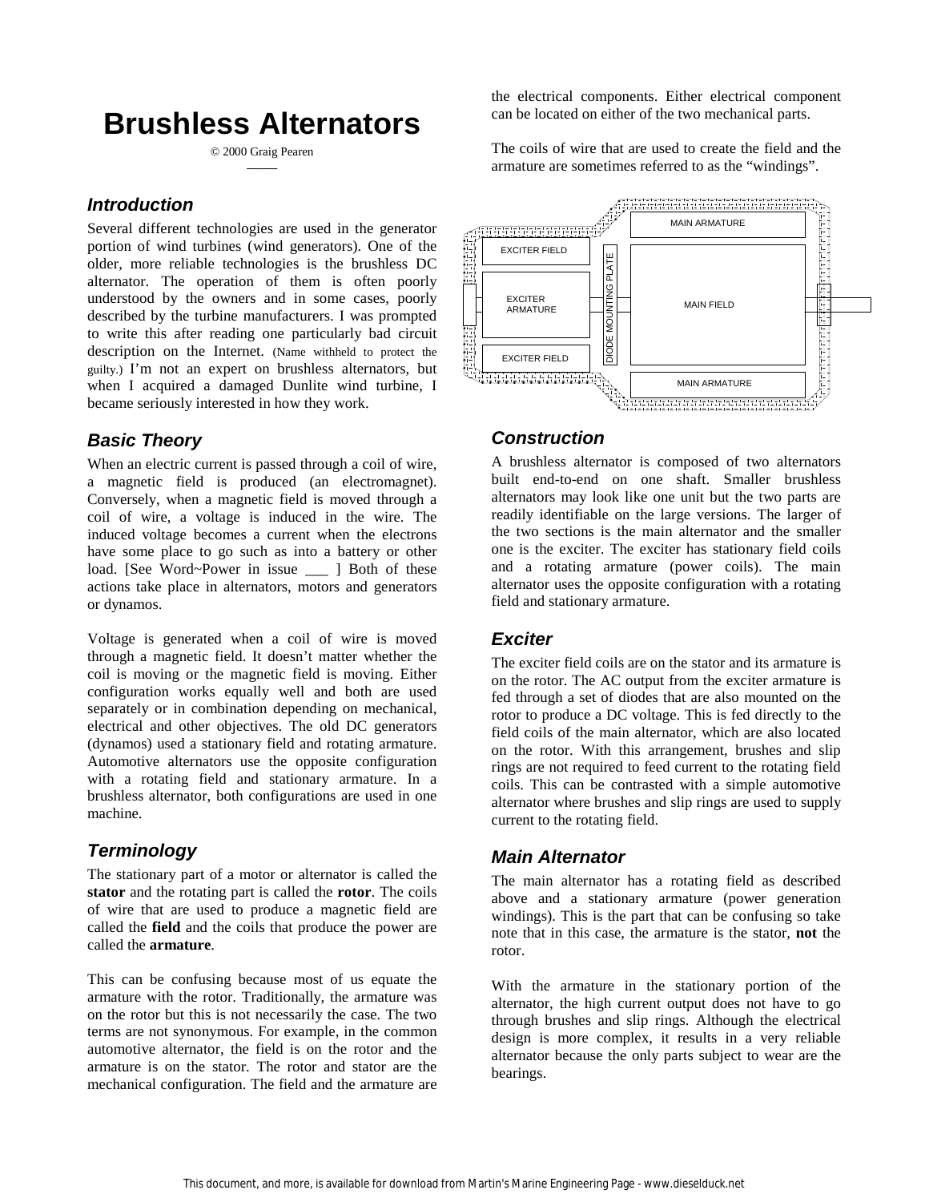# Brushless Alternators

© 2000 Graig Pearen

## Introduction

Several different technologies are used in the generator portion of wind turbines (wind generators). One of the older, more reliable technologies is the brushless DC alternator. The operation of them is often poorly understood by the owners and in some cases, poorly described by the turbine manufacturers. I was prompted to write this after reading one particularly bad circuit description on the Internet. (Name withheld to protect the guilty.) I'm not an expert on brushless alternators, but when I acquired a damaged Dunlite wind turbine, I became seriously interested in how they work.

## Basic Theory

When an electric current is passed through a coil of wire, a magnetic field is produced (an electromagnet). Conversely, when a magnetic field is moved through a coil of wire, a voltage is induced in the wire. The induced voltage becomes a current when the electrons have some place to go such as into a battery or other load. [See Word~Power in issue ___ ] Both of these actions take place in alternators, motors and generators or dynamos.

Voltage is generated when a coil of wire is moved through a magnetic field. It doesn't matter whether the coil is moving or the magnetic field is moving. Either configuration works equally well and both are used separately or in combination depending on mechanical, electrical and other objectives. The old DC generators (dynamos) used a stationary field and rotating armature. Automotive alternators use the opposite configuration with a rotating field and stationary armature. In a brushless alternator, both configurations are used in one machine.

## Terminology

The stationary part of a motor or alternator is called the **stator** and the rotating part is called the **rotor**. The coils of wire that are used to produce a magnetic field are called the **field** and the coils that produce the power are called the **armature**.

This can be confusing because most of us equate the armature with the rotor. Traditionally, the armature was on the rotor but this is not necessarily the case. The two terms are not synonymous. For example, in the common automotive alternator, the field is on the rotor and the armature is on the stator. The rotor and stator are the mechanical configuration. The field and the armature are the electrical components. Either electrical component can be located on either of the two mechanical parts.

The coils of wire that are used to create the field and the armature are sometimes referred to as the "windings".

EXCITER FIELD, EXCITER ARMATURE, EXCITER FIELD, DIODE MOUNTING PLATE, MAIN ARMATURE, MAIN FIELD, MAIN ARMATURE

## Construction

A brushless alternator is composed of two alternators built end-to-end on one shaft. Smaller brushless alternators may look like one unit but the two parts are readily identifiable on the large versions. The larger of the two sections is the main alternator and the smaller one is the exciter. The exciter has stationary field coils and a rotating armature (power coils). The main alternator uses the opposite configuration with a rotating field and stationary armature.

## Exciter

The exciter field coils are on the stator and its armature is on the rotor. The AC output from the exciter armature is fed through a set of diodes that are also mounted on the rotor to produce a DC voltage. This is fed directly to the field coils of the main alternator, which are also located on the rotor. With this arrangement, brushes and slip rings are not required to feed current to the rotating field coils. This can be contrasted with a simple automotive alternator where brushes and slip rings are used to supply current to the rotating field.

## Main Alternator

The main alternator has a rotating field as described above and a stationary armature (power generation windings). This is the part that can be confusing so take note that in this case, the armature is the stator, **not** the rotor.

With the armature in the stationary portion of the alternator, the high current output does not have to go through brushes and slip rings. Although the electrical design is more complex, it results in a very reliable alternator because the only parts subject to wear are the bearings.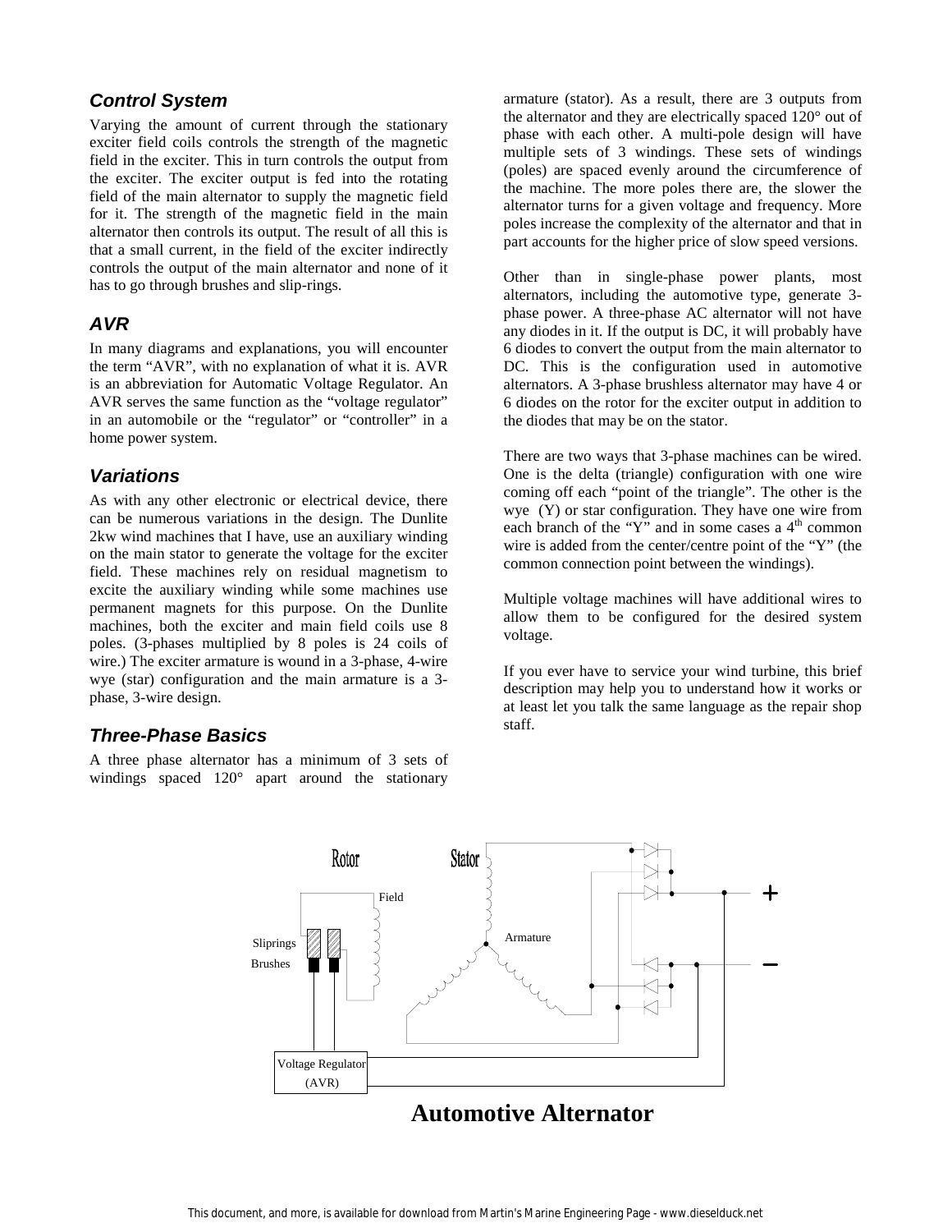### *Control System*

Varying the amount of current through the stationary exciter field coils controls the strength of the magnetic field in the exciter. This in turn controls the output from the exciter. The exciter output is fed into the rotating field of the main alternator to supply the magnetic field for it. The strength of the magnetic field in the main alternator then controls its output. The result of all this is that a small current, in the field of the exciter indirectly controls the output of the main alternator and none of it has to go through brushes and slip-rings.

### *AVR*

In many diagrams and explanations, you will encounter the term "AVR", with no explanation of what it is. AVR is an abbreviation for Automatic Voltage Regulator. An AVR serves the same function as the "voltage regulator" in an automobile or the "regulator" or "controller" in a home power system.

### *Variations*

As with any other electronic or electrical device, there can be numerous variations in the design. The Dunlite 2kw wind machines that I have, use an auxiliary winding on the main stator to generate the voltage for the exciter field. These machines rely on residual magnetism to excite the auxiliary winding while some machines use permanent magnets for this purpose. On the Dunlite machines, both the exciter and main field coils use 8 poles. (3-phases multiplied by 8 poles is 24 coils of wire.) The exciter armature is wound in a 3-phase, 4-wire wye (star) configuration and the main armature is a 3-phase, 3-wire design.

### *Three-Phase Basics*

A three phase alternator has a minimum of 3 sets of windings spaced 120° apart around the stationary armature (stator). As a result, there are 3 outputs from the alternator and they are electrically spaced 120° out of phase with each other. A multi-pole design will have multiple sets of 3 windings. These sets of windings (poles) are spaced evenly around the circumference of the machine. The more poles there are, the slower the alternator turns for a given voltage and frequency. More poles increase the complexity of the alternator and that in part accounts for the higher price of slow speed versions.

Other than in single-phase power plants, most alternators, including the automotive type, generate 3-phase power. A three-phase AC alternator will not have any diodes in it. If the output is DC, it will probably have 6 diodes to convert the output from the main alternator to DC. This is the configuration used in automotive alternators. A 3-phase brushless alternator may have 4 or 6 diodes on the rotor for the exciter output in addition to the diodes that may be on the stator.

There are two ways that 3-phase machines can be wired. One is the delta (triangle) configuration with one wire coming off each "point of the triangle". The other is the wye (Y) or star configuration. They have one wire from each branch of the "Y" and in some cases a 4th common wire is added from the center/centre point of the "Y" (the common connection point between the windings).

Multiple voltage machines will have additional wires to allow them to be configured for the desired system voltage.

If you ever have to service your wind turbine, this brief description may help you to understand how it works or at least let you talk the same language as the repair shop staff.

Rotor — Stator — Field — Armature — Sliprings — Brushes — Voltage Regulator (AVR) — + — −

**Automotive Alternator**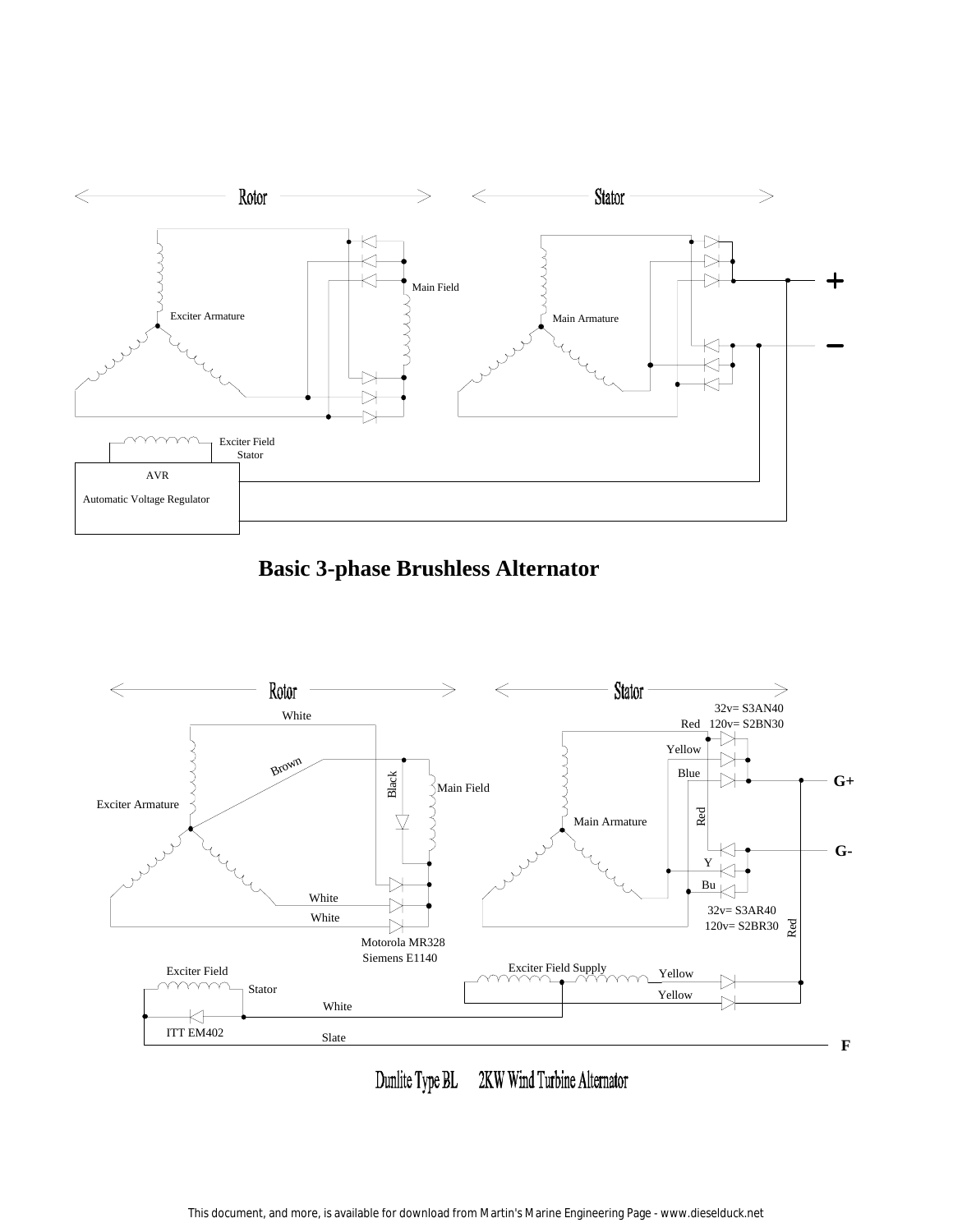Rotor

Stator

Exciter Armature

Main Field

Main Armature

+

−

Exciter Field
Stator

AVR

Automatic Voltage Regulator

**Basic 3-phase Brushless Alternator**

Rotor

Stator

White

Brown

Black

Main Field

Exciter Armature

White

White

Motorola MR328
Siemens E1140

32v= S3AN40
Red 120v= S2BN30

Yellow

Blue

G+

Main Armature

Red

G-

Y

Bu

32v= S3AR40
120v= S2BR30

Red

Exciter Field

Stator

Exciter Field Supply

Yellow

Yellow

White

ITT EM402

Slate

F

Dunlite Type BL 2KW Wind Turbine Alternator

This document, and more, is available for download from Martin's Marine Engineering Page - www.dieselduck.net